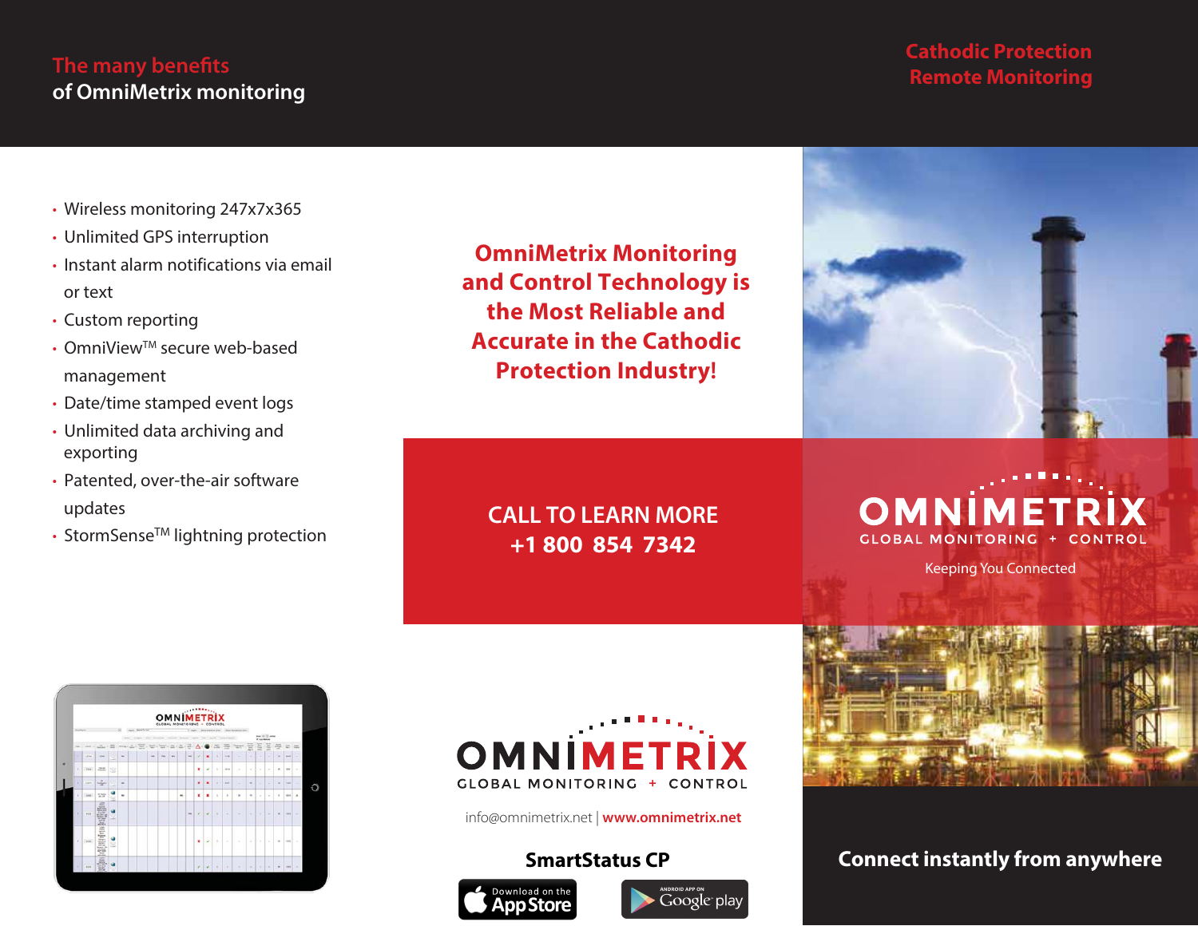## The many benefits of OmniMetrix monitoring

- Wireless monitoring 247x7x365
- Unlimited GPS interruption
- Instant alarm notifications via email or text
- Custom reporting
- OmniView™ secure web-based management
- Date/time stamped event logs
- Unlimited data archiving and exporting
- Patented, over-the-air software updates
- StormSense™ lightning protection

**OmniMetrix Monitoring and Control Technology is the Most Reliable and Accurate in the Cathodic Protection Industry!**

**CALL TO LEARN MORE**
**+1 800 854 7342**

OMNIMETRIX
GLOBAL MONITORING + CONTROL

info@omnimetrix.net | **www.omnimetrix.net**

**SmartStatus CP**

Download on the App Store | Android App on Google play

## Cathodic Protection Remote Monitoring

OMNIMETRIX
GLOBAL MONITORING + CONTROL
Keeping You Connected

**Connect instantly from anywhere**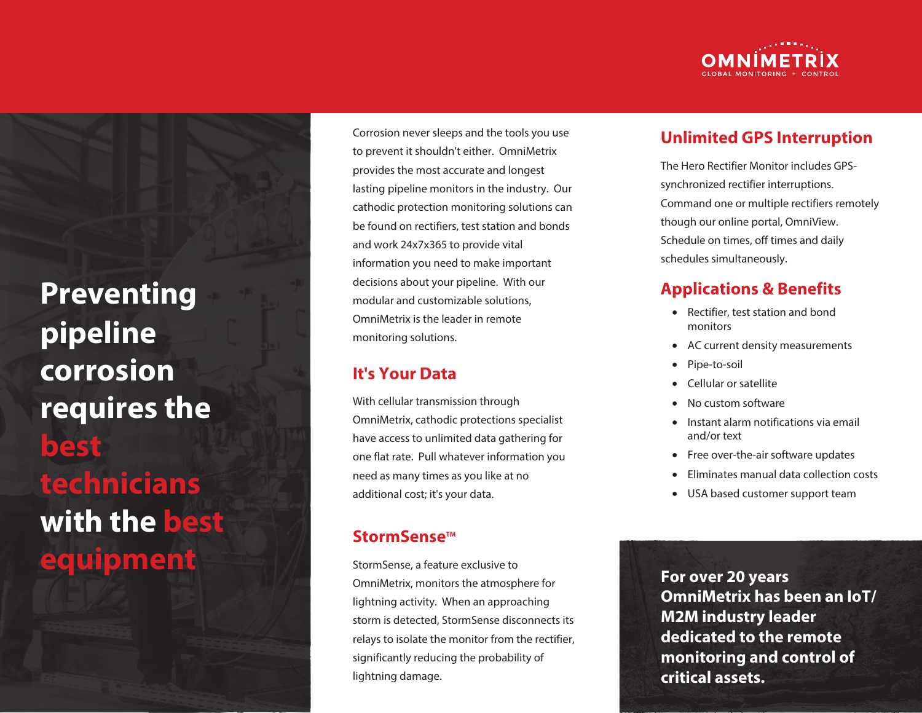OMNIMETRIX
GLOBAL MONITORING + CONTROL

# Preventing pipeline corrosion requires the best technicians with the best equipment

Corrosion never sleeps and the tools you use to prevent it shouldn't either. OmniMetrix provides the most accurate and longest lasting pipeline monitors in the industry. Our cathodic protection monitoring solutions can be found on rectifiers, test station and bonds and work 24x7x365 to provide vital information you need to make important decisions about your pipeline. With our modular and customizable solutions, OmniMetrix is the leader in remote monitoring solutions.

## It's Your Data

With cellular transmission through OmniMetrix, cathodic protections specialist have access to unlimited data gathering for one flat rate. Pull whatever information you need as many times as you like at no additional cost; it's your data.

## StormSense™

StormSense, a feature exclusive to OmniMetrix, monitors the atmosphere for lightning activity. When an approaching storm is detected, StormSense disconnects its relays to isolate the monitor from the rectifier, significantly reducing the probability of lightning damage.

## Unlimited GPS Interruption

The Hero Rectifier Monitor includes GPS-synchronized rectifier interruptions. Command one or multiple rectifiers remotely though our online portal, OmniView. Schedule on times, off times and daily schedules simultaneously.

## Applications & Benefits

- Rectifier, test station and bond monitors
- AC current density measurements
- Pipe-to-soil
- Cellular or satellite
- No custom software
- Instant alarm notifications via email and/or text
- Free over-the-air software updates
- Eliminates manual data collection costs
- USA based customer support team

**For over 20 years OmniMetrix has been an IoT/M2M industry leader dedicated to the remote monitoring and control of critical assets.**